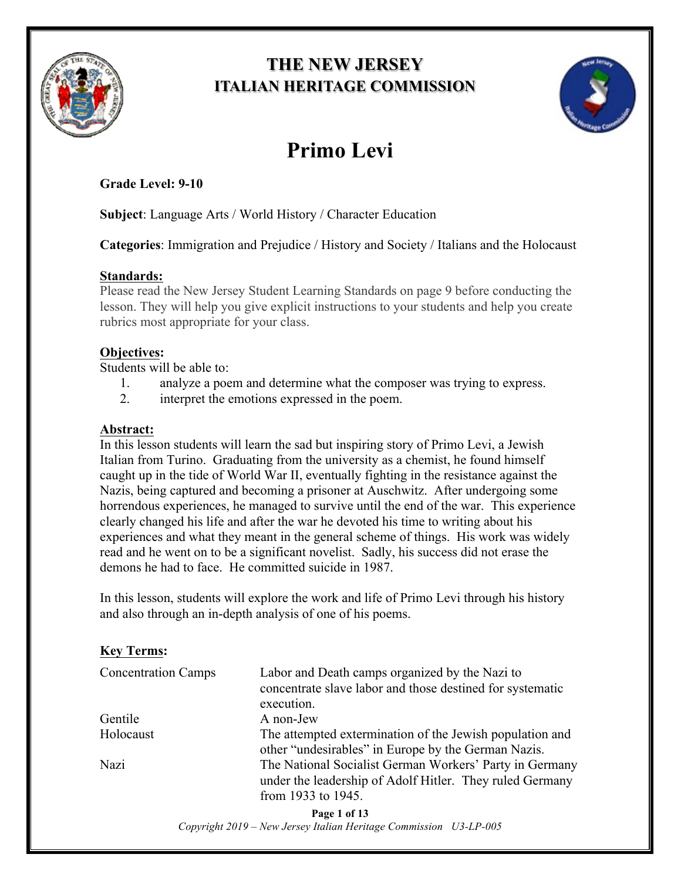# THE NEW JERSEY ITALIAN HERITAGE COMMISSION

# Primo Levi

**Grade Level: 9-10**

**Subject**: Language Arts / World History / Character Education

**Categories**: Immigration and Prejudice / History and Society / Italians and the Holocaust

## Standards:

Please read the New Jersey Student Learning Standards on page 9 before conducting the lesson. They will help you give explicit instructions to your students and help you create rubrics most appropriate for your class.

## Objectives:

Students will be able to:

1. analyze a poem and determine what the composer was trying to express.
2. interpret the emotions expressed in the poem.

## Abstract:

In this lesson students will learn the sad but inspiring story of Primo Levi, a Jewish Italian from Turino. Graduating from the university as a chemist, he found himself caught up in the tide of World War II, eventually fighting in the resistance against the Nazis, being captured and becoming a prisoner at Auschwitz. After undergoing some horrendous experiences, he managed to survive until the end of the war. This experience clearly changed his life and after the war he devoted his time to writing about his experiences and what they meant in the general scheme of things. His work was widely read and he went on to be a significant novelist. Sadly, his success did not erase the demons he had to face. He committed suicide in 1987.

In this lesson, students will explore the work and life of Primo Levi through his history and also through an in-depth analysis of one of his poems.

## Key Terms:

| | |
|---|---|
| Concentration Camps | Labor and Death camps organized by the Nazi to concentrate slave labor and those destined for systematic execution. |
| Gentile | A non-Jew |
| Holocaust | The attempted extermination of the Jewish population and other "undesirables" in Europe by the German Nazis. |
| Nazi | The National Socialist German Workers' Party in Germany under the leadership of Adolf Hitler. They ruled Germany from 1933 to 1945. |

*Copyright 2019 – New Jersey Italian Heritage Commission U3-LP-005*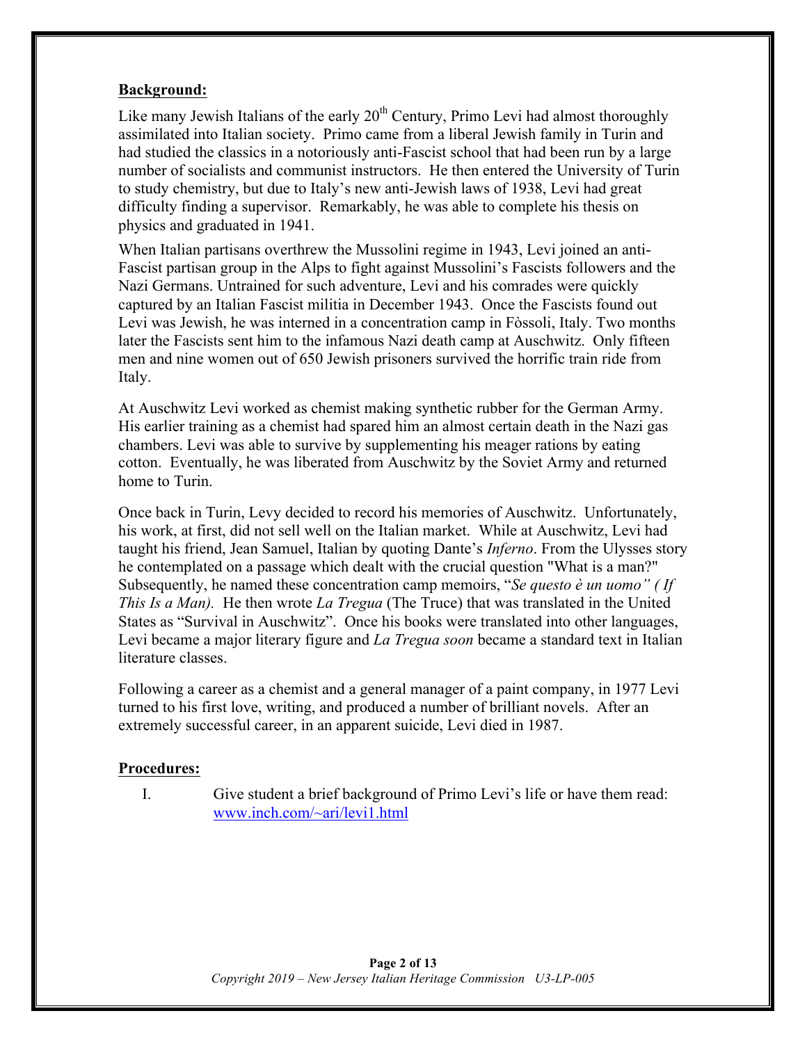**Background:**

Like many Jewish Italians of the early 20th Century, Primo Levi had almost thoroughly assimilated into Italian society. Primo came from a liberal Jewish family in Turin and had studied the classics in a notoriously anti-Fascist school that had been run by a large number of socialists and communist instructors. He then entered the University of Turin to study chemistry, but due to Italy's new anti-Jewish laws of 1938, Levi had great difficulty finding a supervisor. Remarkably, he was able to complete his thesis on physics and graduated in 1941.

When Italian partisans overthrew the Mussolini regime in 1943, Levi joined an anti-Fascist partisan group in the Alps to fight against Mussolini's Fascists followers and the Nazi Germans. Untrained for such adventure, Levi and his comrades were quickly captured by an Italian Fascist militia in December 1943. Once the Fascists found out Levi was Jewish, he was interned in a concentration camp in Fòssoli, Italy. Two months later the Fascists sent him to the infamous Nazi death camp at Auschwitz. Only fifteen men and nine women out of 650 Jewish prisoners survived the horrific train ride from Italy.

At Auschwitz Levi worked as chemist making synthetic rubber for the German Army. His earlier training as a chemist had spared him an almost certain death in the Nazi gas chambers. Levi was able to survive by supplementing his meager rations by eating cotton. Eventually, he was liberated from Auschwitz by the Soviet Army and returned home to Turin.

Once back in Turin, Levy decided to record his memories of Auschwitz. Unfortunately, his work, at first, did not sell well on the Italian market. While at Auschwitz, Levi had taught his friend, Jean Samuel, Italian by quoting Dante's *Inferno*. From the Ulysses story he contemplated on a passage which dealt with the crucial question "What is a man?" Subsequently, he named these concentration camp memoirs, "*Se questo è un uomo" ( If This Is a Man).* He then wrote *La Tregua* (The Truce) that was translated in the United States as "Survival in Auschwitz". Once his books were translated into other languages, Levi became a major literary figure and *La Tregua soon* became a standard text in Italian literature classes.

Following a career as a chemist and a general manager of a paint company, in 1977 Levi turned to his first love, writing, and produced a number of brilliant novels. After an extremely successful career, in an apparent suicide, Levi died in 1987.

**Procedures:**

I. Give student a brief background of Primo Levi's life or have them read: www.inch.com/~ari/levi1.html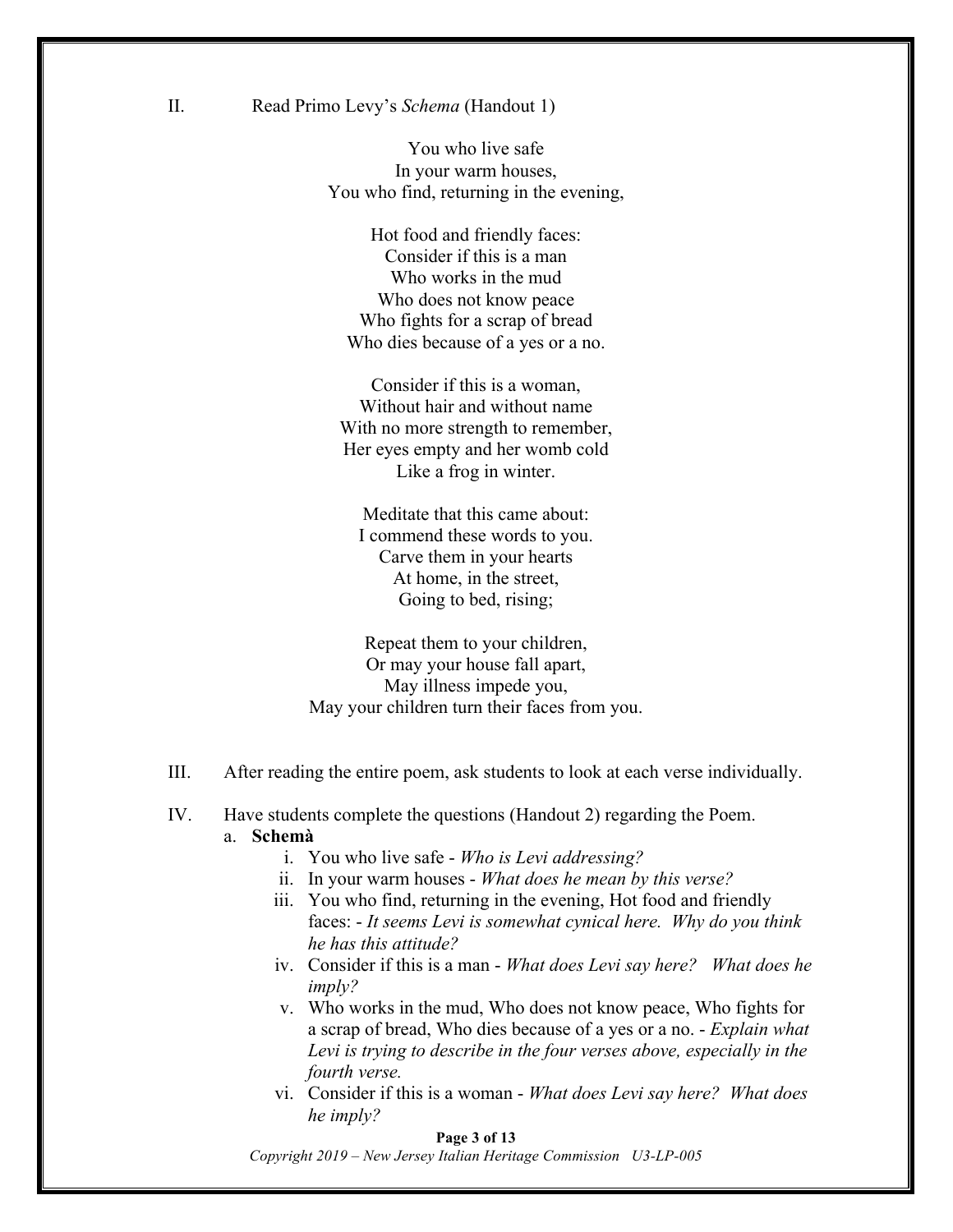II. Read Primo Levy's *Schema* (Handout 1)

You who live safe  
In your warm houses,  
You who find, returning in the evening,

Hot food and friendly faces:  
Consider if this is a man  
Who works in the mud  
Who does not know peace  
Who fights for a scrap of bread  
Who dies because of a yes or a no.

Consider if this is a woman,  
Without hair and without name  
With no more strength to remember,  
Her eyes empty and her womb cold  
Like a frog in winter.

Meditate that this came about:  
I commend these words to you.  
Carve them in your hearts  
At home, in the street,  
Going to bed, rising;

Repeat them to your children,  
Or may your house fall apart,  
May illness impede you,  
May your children turn their faces from you.

III. After reading the entire poem, ask students to look at each verse individually.

IV. Have students complete the questions (Handout 2) regarding the Poem.

a. **Schemà**

i. You who live safe - *Who is Levi addressing?*

ii. In your warm houses - *What does he mean by this verse?*

iii. You who find, returning in the evening, Hot food and friendly faces: - *It seems Levi is somewhat cynical here. Why do you think he has this attitude?*

iv. Consider if this is a man - *What does Levi say here? What does he imply?*

v. Who works in the mud, Who does not know peace, Who fights for a scrap of bread, Who dies because of a yes or a no. - *Explain what Levi is trying to describe in the four verses above, especially in the fourth verse.*

vi. Consider if this is a woman - *What does Levi say here? What does he imply?*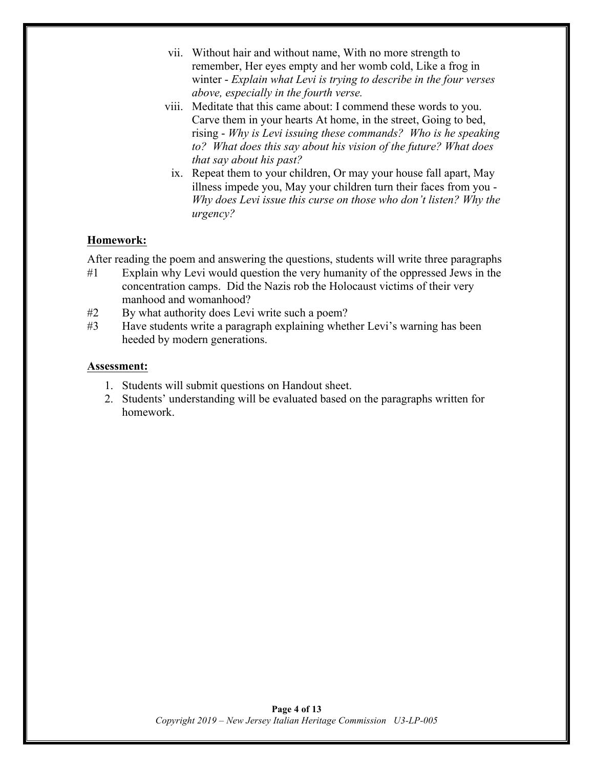vii. Without hair and without name, With no more strength to remember, Her eyes empty and her womb cold, Like a frog in winter - *Explain what Levi is trying to describe in the four verses above, especially in the fourth verse.*

viii. Meditate that this came about: I commend these words to you. Carve them in your hearts At home, in the street, Going to bed, rising - *Why is Levi issuing these commands? Who is he speaking to? What does this say about his vision of the future? What does that say about his past?*

ix. Repeat them to your children, Or may your house fall apart, May illness impede you, May your children turn their faces from you - *Why does Levi issue this curse on those who don't listen? Why the urgency?*

**Homework:**

After reading the poem and answering the questions, students will write three paragraphs

#1 Explain why Levi would question the very humanity of the oppressed Jews in the concentration camps. Did the Nazis rob the Holocaust victims of their very manhood and womanhood?

#2 By what authority does Levi write such a poem?

#3 Have students write a paragraph explaining whether Levi's warning has been heeded by modern generations.

**Assessment:**

1. Students will submit questions on Handout sheet.
2. Students' understanding will be evaluated based on the paragraphs written for homework.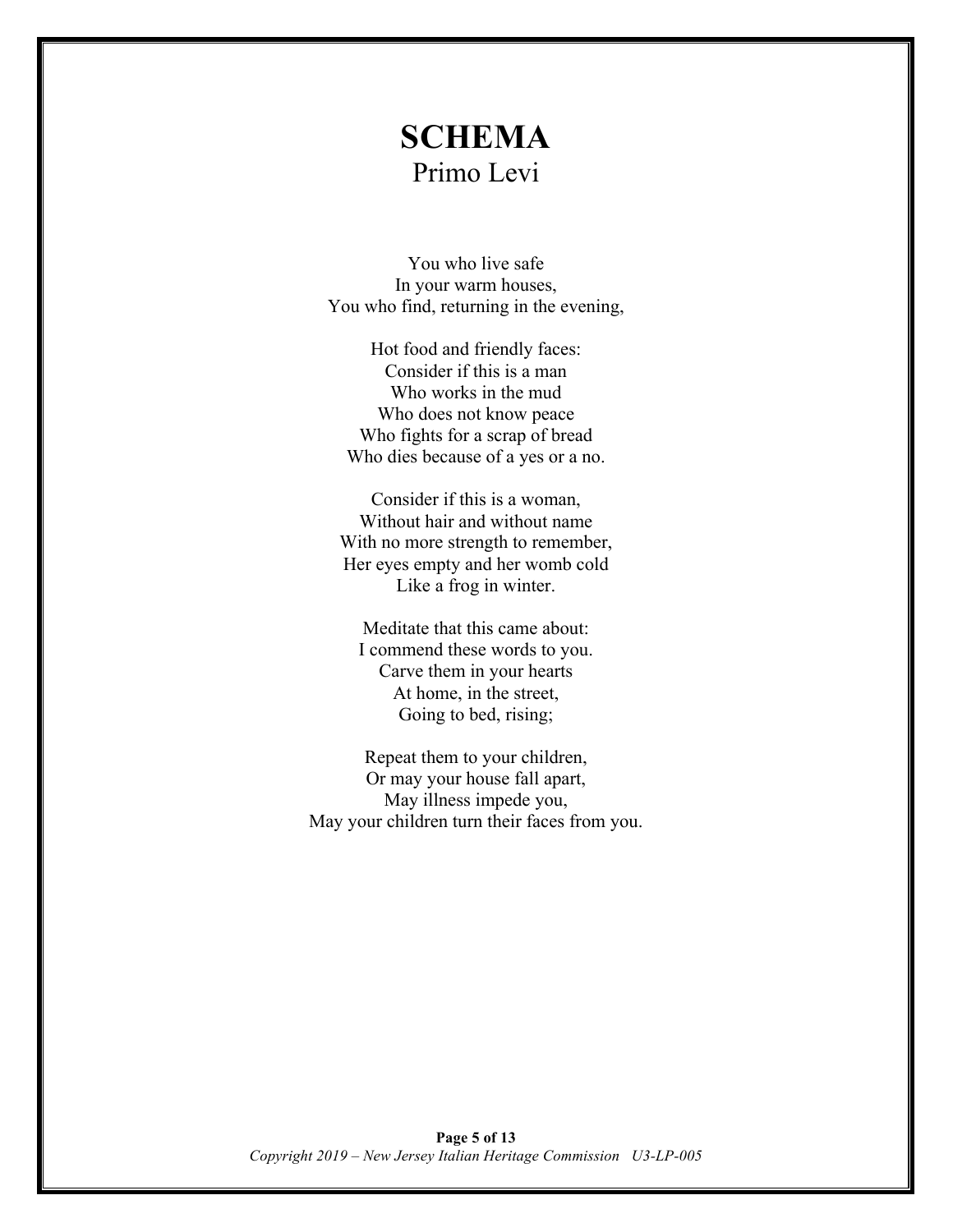# SCHEMA

Primo Levi

You who live safe
In your warm houses,
You who find, returning in the evening,

Hot food and friendly faces:
Consider if this is a man
Who works in the mud
Who does not know peace
Who fights for a scrap of bread
Who dies because of a yes or a no.

Consider if this is a woman,
Without hair and without name
With no more strength to remember,
Her eyes empty and her womb cold
Like a frog in winter.

Meditate that this came about:
I commend these words to you.
Carve them in your hearts
At home, in the street,
Going to bed, rising;

Repeat them to your children,
Or may your house fall apart,
May illness impede you,
May your children turn their faces from you.

*Copyright 2019 – New Jersey Italian Heritage Commission U3-LP-005*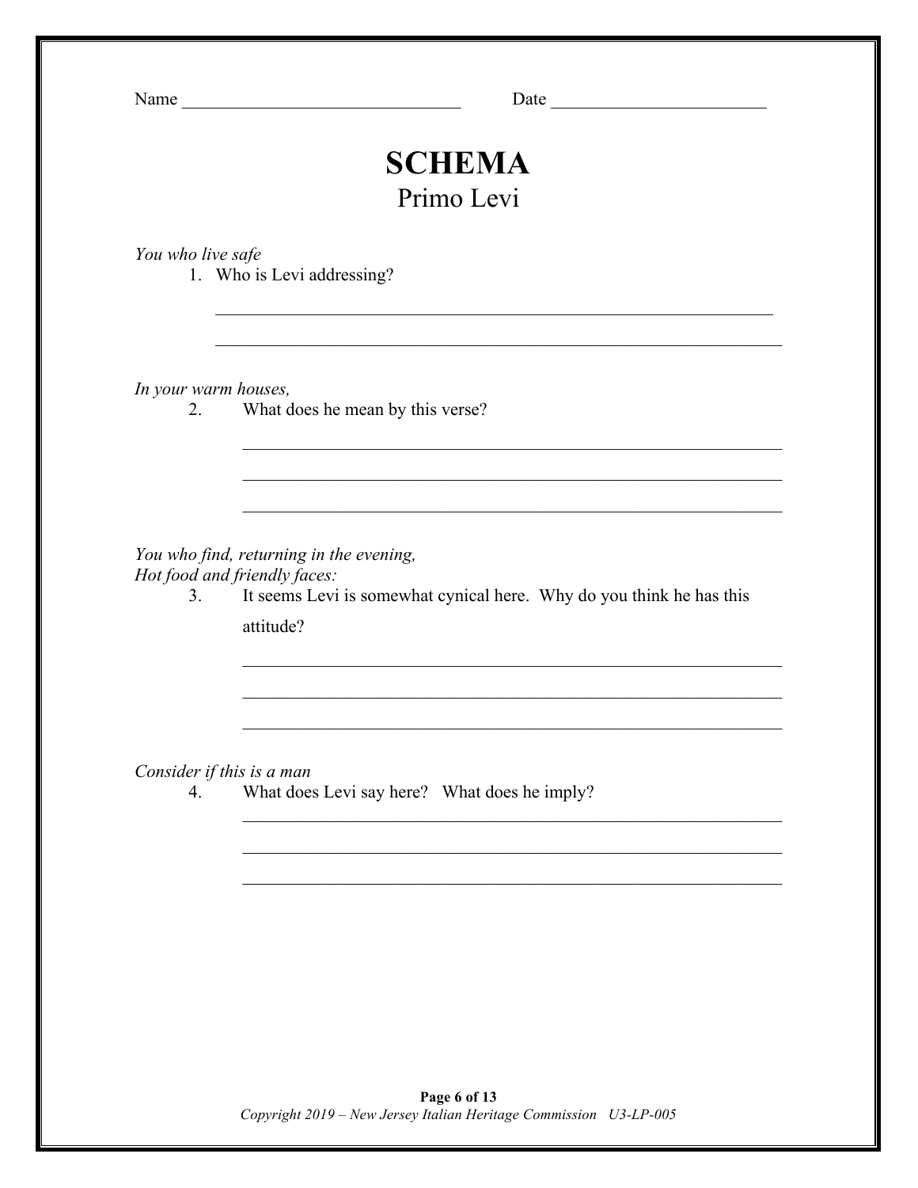Name _______________________________ Date ________________________

# SCHEMA

## Primo Levi

*You who live safe*

1. Who is Levi addressing?

_______________________________________________________________

_______________________________________________________________

*In your warm houses,*

2. What does he mean by this verse?

_______________________________________________________________

_______________________________________________________________

_______________________________________________________________

*You who find, returning in the evening,*
*Hot food and friendly faces:*

3. It seems Levi is somewhat cynical here. Why do you think he has this attitude?

_______________________________________________________________

_______________________________________________________________

_______________________________________________________________

*Consider if this is a man*

4. What does Levi say here? What does he imply?

_______________________________________________________________

_______________________________________________________________

_______________________________________________________________

*Copyright 2019 – New Jersey Italian Heritage Commission U3-LP-005*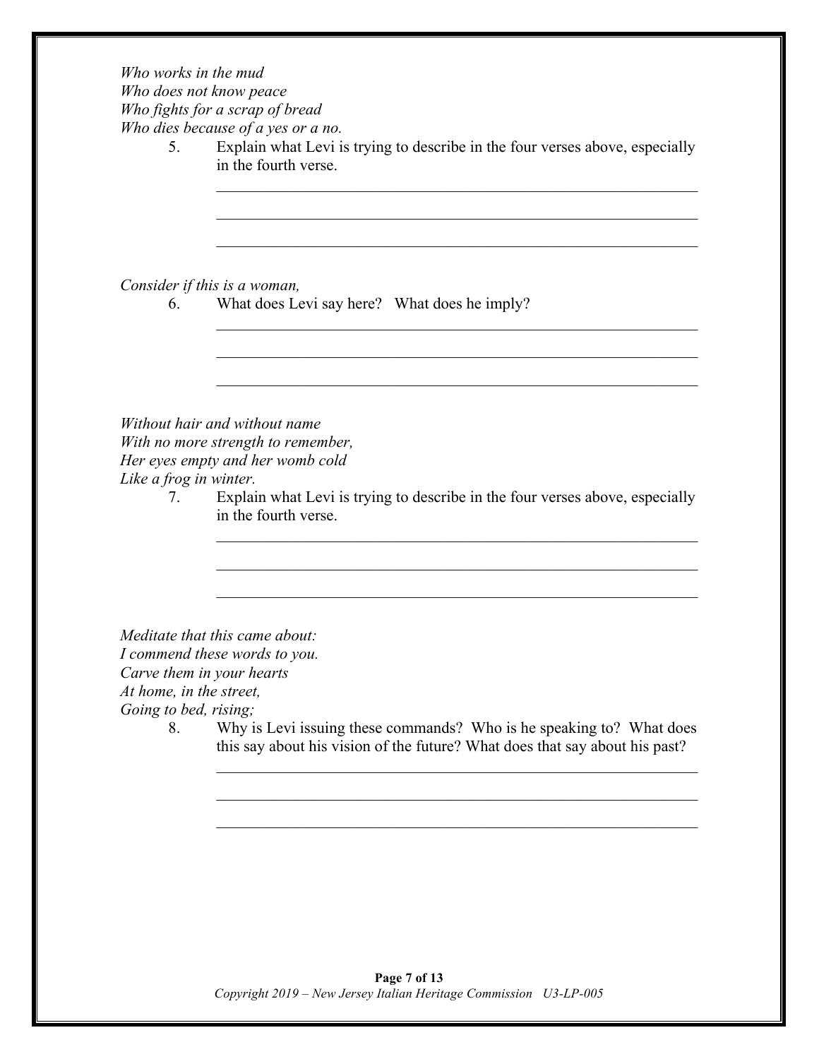*Who works in the mud*
*Who does not know peace*
*Who fights for a scrap of bread*
*Who dies because of a yes or a no.*

5. Explain what Levi is trying to describe in the four verses above, especially in the fourth verse.

 ______________________________________________________________

 ______________________________________________________________

 ______________________________________________________________

*Consider if this is a woman,*

6. What does Levi say here? What does he imply?

 ______________________________________________________________

 ______________________________________________________________

 ______________________________________________________________

*Without hair and without name*
*With no more strength to remember,*
*Her eyes empty and her womb cold*
*Like a frog in winter.*

7. Explain what Levi is trying to describe in the four verses above, especially in the fourth verse.

 ______________________________________________________________

 ______________________________________________________________

 ______________________________________________________________

*Meditate that this came about:*
*I commend these words to you.*
*Carve them in your hearts*
*At home, in the street,*
*Going to bed, rising;*

8. Why is Levi issuing these commands? Who is he speaking to? What does this say about his vision of the future? What does that say about his past?

 ______________________________________________________________

 ______________________________________________________________

 ______________________________________________________________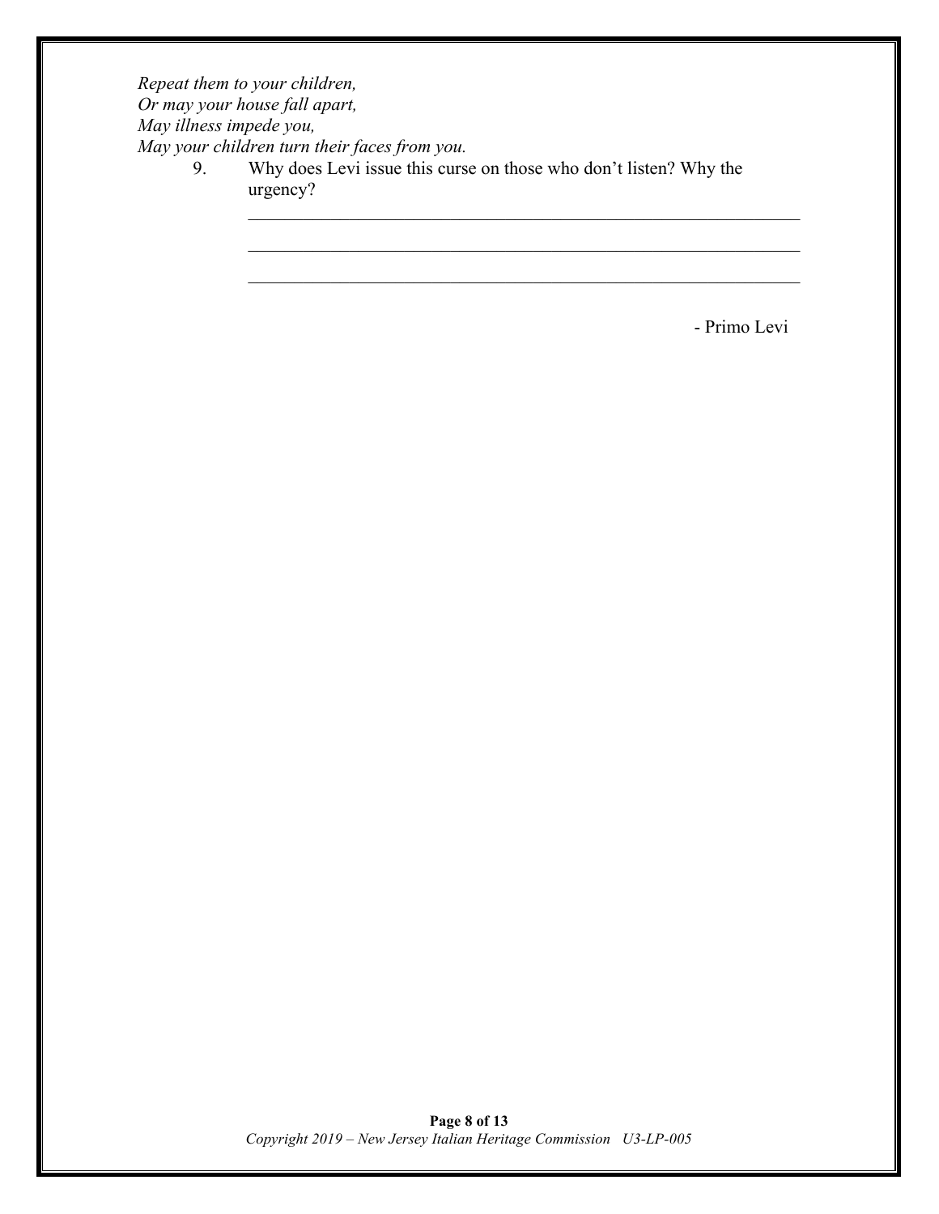*Repeat them to your children,*
*Or may your house fall apart,*
*May illness impede you,*
*May your children turn their faces from you.*

9. Why does Levi issue this curse on those who don't listen? Why the urgency?

   ______________________________________________________________

   ______________________________________________________________

   ______________________________________________________________

- Primo Levi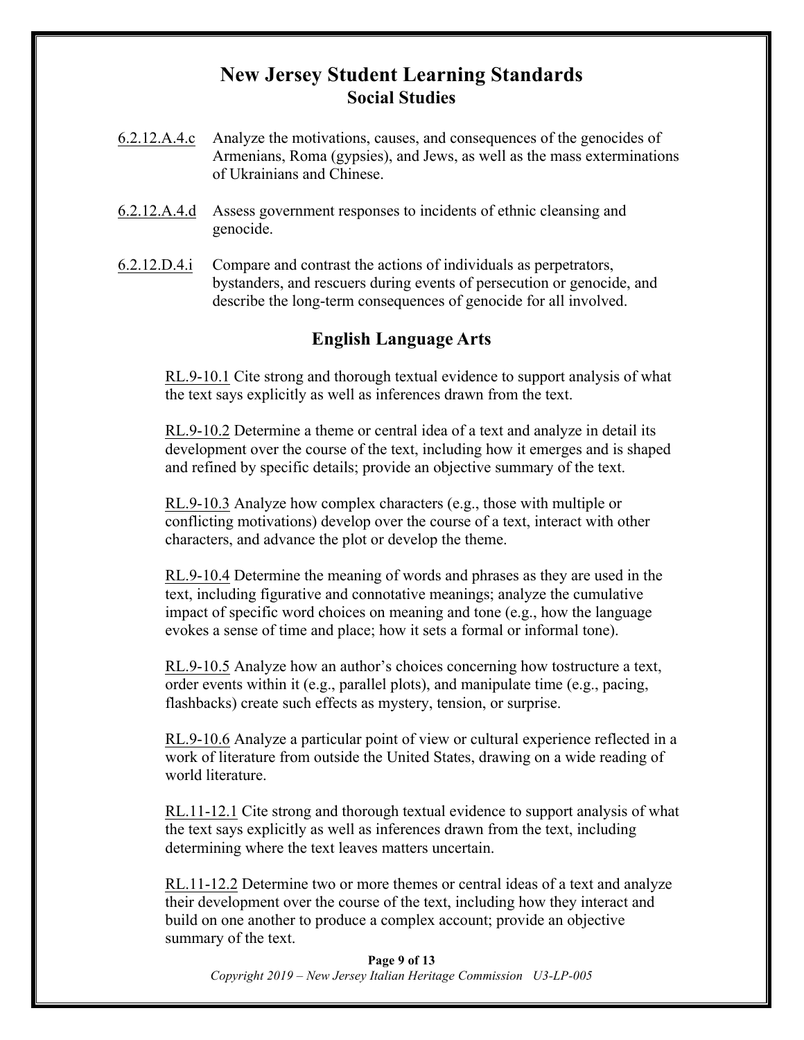# New Jersey Student Learning Standards

## Social Studies

6.2.12.A.4.c Analyze the motivations, causes, and consequences of the genocides of Armenians, Roma (gypsies), and Jews, as well as the mass exterminations of Ukrainians and Chinese.

6.2.12.A.4.d Assess government responses to incidents of ethnic cleansing and genocide.

6.2.12.D.4.i Compare and contrast the actions of individuals as perpetrators, bystanders, and rescuers during events of persecution or genocide, and describe the long-term consequences of genocide for all involved.

## English Language Arts

RL.9-10.1 Cite strong and thorough textual evidence to support analysis of what the text says explicitly as well as inferences drawn from the text.

RL.9-10.2 Determine a theme or central idea of a text and analyze in detail its development over the course of the text, including how it emerges and is shaped and refined by specific details; provide an objective summary of the text.

RL.9-10.3 Analyze how complex characters (e.g., those with multiple or conflicting motivations) develop over the course of a text, interact with other characters, and advance the plot or develop the theme.

RL.9-10.4 Determine the meaning of words and phrases as they are used in the text, including figurative and connotative meanings; analyze the cumulative impact of specific word choices on meaning and tone (e.g., how the language evokes a sense of time and place; how it sets a formal or informal tone).

RL.9-10.5 Analyze how an author's choices concerning how tostructure a text, order events within it (e.g., parallel plots), and manipulate time (e.g., pacing, flashbacks) create such effects as mystery, tension, or surprise.

RL.9-10.6 Analyze a particular point of view or cultural experience reflected in a work of literature from outside the United States, drawing on a wide reading of world literature.

RL.11-12.1 Cite strong and thorough textual evidence to support analysis of what the text says explicitly as well as inferences drawn from the text, including determining where the text leaves matters uncertain.

RL.11-12.2 Determine two or more themes or central ideas of a text and analyze their development over the course of the text, including how they interact and build on one another to produce a complex account; provide an objective summary of the text.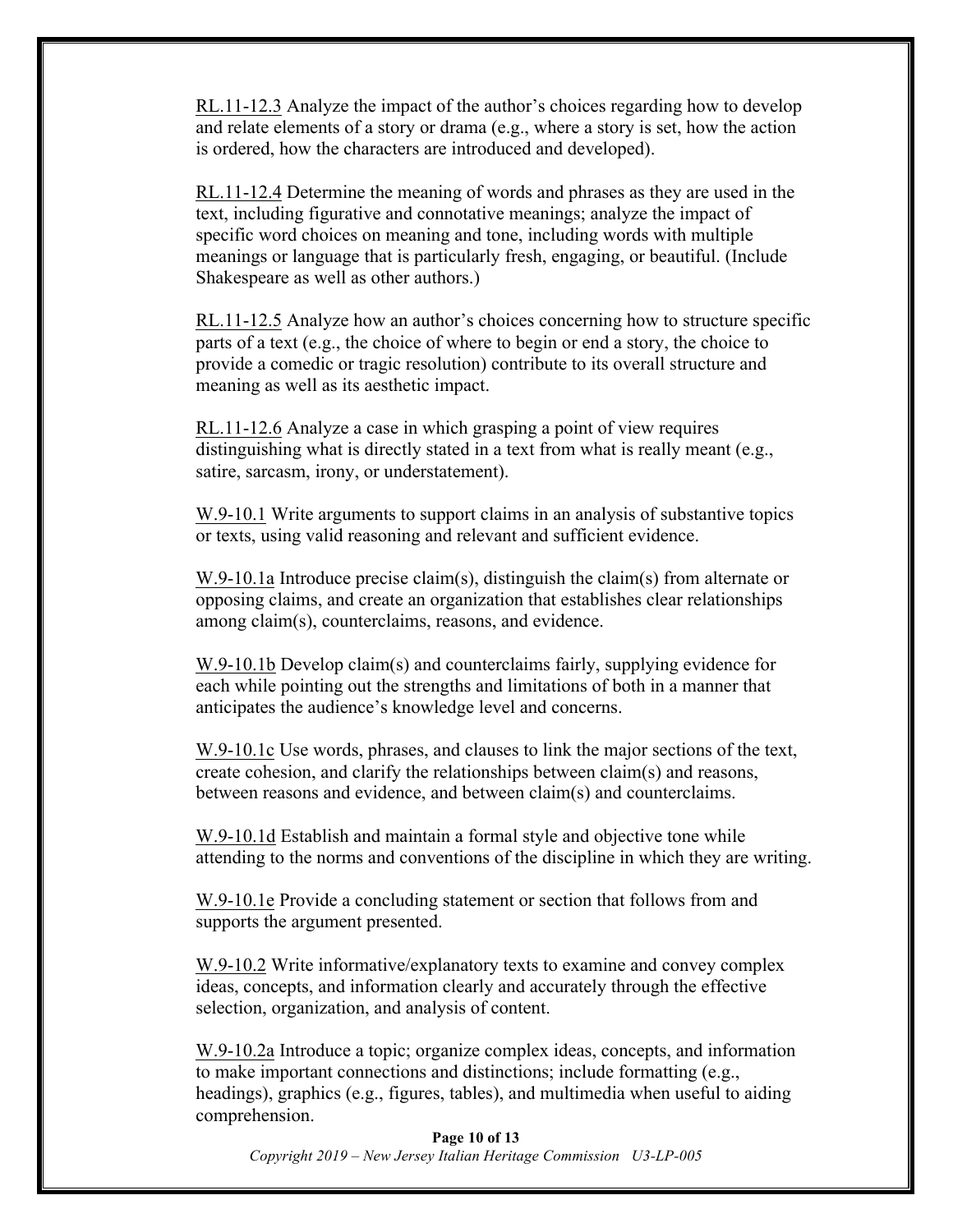RL.11-12.3 Analyze the impact of the author's choices regarding how to develop and relate elements of a story or drama (e.g., where a story is set, how the action is ordered, how the characters are introduced and developed).

RL.11-12.4 Determine the meaning of words and phrases as they are used in the text, including figurative and connotative meanings; analyze the impact of specific word choices on meaning and tone, including words with multiple meanings or language that is particularly fresh, engaging, or beautiful. (Include Shakespeare as well as other authors.)

RL.11-12.5 Analyze how an author's choices concerning how to structure specific parts of a text (e.g., the choice of where to begin or end a story, the choice to provide a comedic or tragic resolution) contribute to its overall structure and meaning as well as its aesthetic impact.

RL.11-12.6 Analyze a case in which grasping a point of view requires distinguishing what is directly stated in a text from what is really meant (e.g., satire, sarcasm, irony, or understatement).

W.9-10.1 Write arguments to support claims in an analysis of substantive topics or texts, using valid reasoning and relevant and sufficient evidence.

W.9-10.1a Introduce precise claim(s), distinguish the claim(s) from alternate or opposing claims, and create an organization that establishes clear relationships among claim(s), counterclaims, reasons, and evidence.

W.9-10.1b Develop claim(s) and counterclaims fairly, supplying evidence for each while pointing out the strengths and limitations of both in a manner that anticipates the audience's knowledge level and concerns.

W.9-10.1c Use words, phrases, and clauses to link the major sections of the text, create cohesion, and clarify the relationships between claim(s) and reasons, between reasons and evidence, and between claim(s) and counterclaims.

W.9-10.1d Establish and maintain a formal style and objective tone while attending to the norms and conventions of the discipline in which they are writing.

W.9-10.1e Provide a concluding statement or section that follows from and supports the argument presented.

W.9-10.2 Write informative/explanatory texts to examine and convey complex ideas, concepts, and information clearly and accurately through the effective selection, organization, and analysis of content.

W.9-10.2a Introduce a topic; organize complex ideas, concepts, and information to make important connections and distinctions; include formatting (e.g., headings), graphics (e.g., figures, tables), and multimedia when useful to aiding comprehension.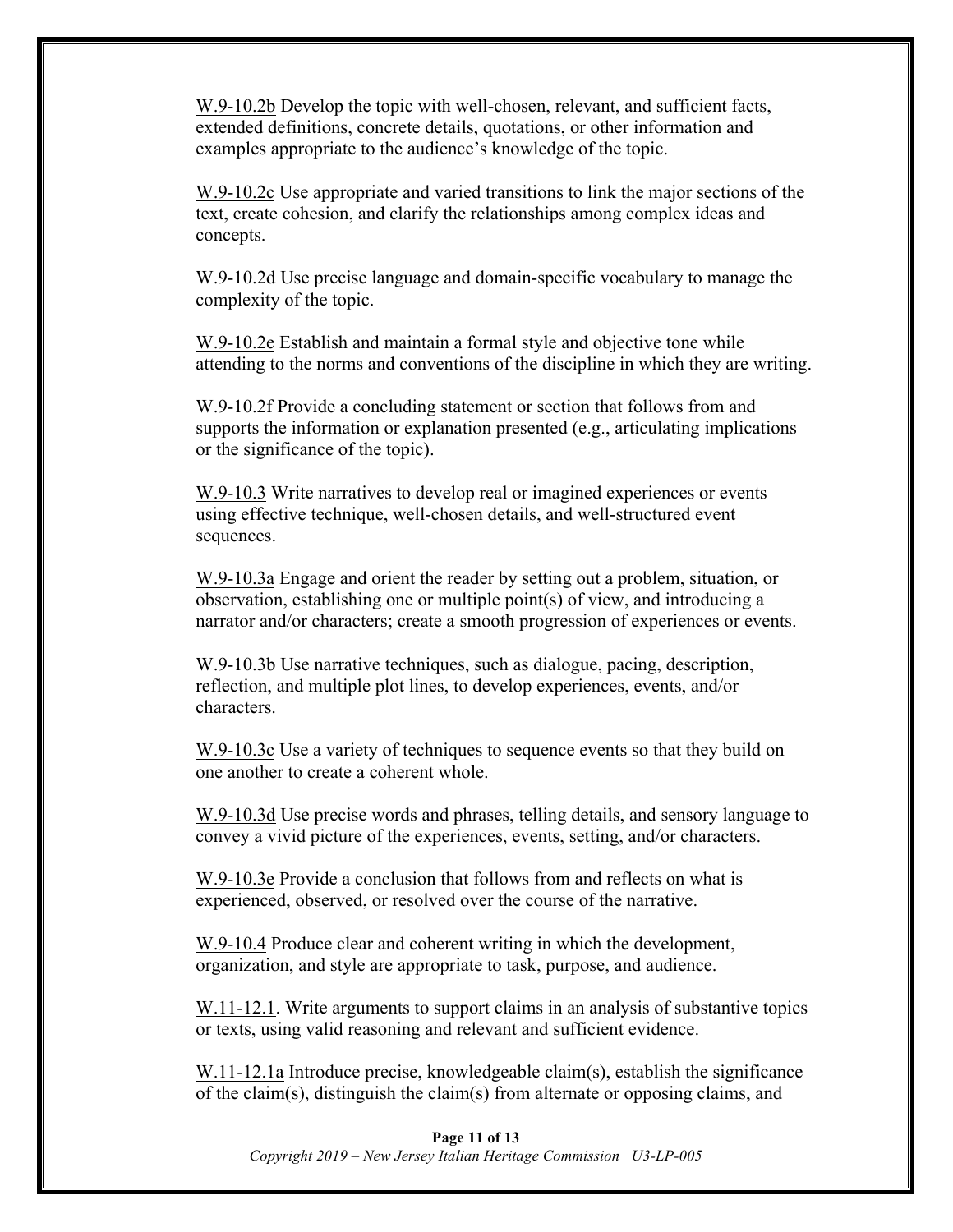W.9-10.2b Develop the topic with well-chosen, relevant, and sufficient facts, extended definitions, concrete details, quotations, or other information and examples appropriate to the audience's knowledge of the topic.

W.9-10.2c Use appropriate and varied transitions to link the major sections of the text, create cohesion, and clarify the relationships among complex ideas and concepts.

W.9-10.2d Use precise language and domain-specific vocabulary to manage the complexity of the topic.

W.9-10.2e Establish and maintain a formal style and objective tone while attending to the norms and conventions of the discipline in which they are writing.

W.9-10.2f Provide a concluding statement or section that follows from and supports the information or explanation presented (e.g., articulating implications or the significance of the topic).

W.9-10.3 Write narratives to develop real or imagined experiences or events using effective technique, well-chosen details, and well-structured event sequences.

W.9-10.3a Engage and orient the reader by setting out a problem, situation, or observation, establishing one or multiple point(s) of view, and introducing a narrator and/or characters; create a smooth progression of experiences or events.

W.9-10.3b Use narrative techniques, such as dialogue, pacing, description, reflection, and multiple plot lines, to develop experiences, events, and/or characters.

W.9-10.3c Use a variety of techniques to sequence events so that they build on one another to create a coherent whole.

W.9-10.3d Use precise words and phrases, telling details, and sensory language to convey a vivid picture of the experiences, events, setting, and/or characters.

W.9-10.3e Provide a conclusion that follows from and reflects on what is experienced, observed, or resolved over the course of the narrative.

W.9-10.4 Produce clear and coherent writing in which the development, organization, and style are appropriate to task, purpose, and audience.

W.11-12.1. Write arguments to support claims in an analysis of substantive topics or texts, using valid reasoning and relevant and sufficient evidence.

W.11-12.1a Introduce precise, knowledgeable claim(s), establish the significance of the claim(s), distinguish the claim(s) from alternate or opposing claims, and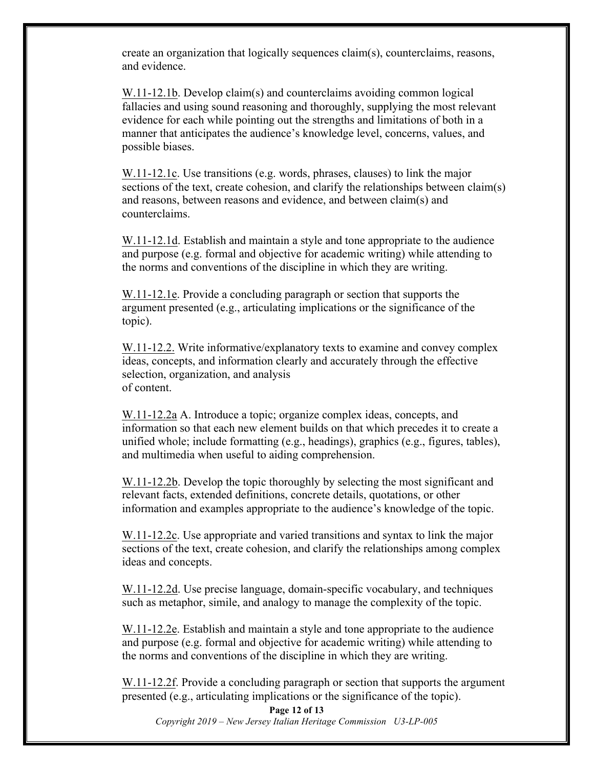create an organization that logically sequences claim(s), counterclaims, reasons, and evidence.

W.11-12.1b. Develop claim(s) and counterclaims avoiding common logical fallacies and using sound reasoning and thoroughly, supplying the most relevant evidence for each while pointing out the strengths and limitations of both in a manner that anticipates the audience's knowledge level, concerns, values, and possible biases.

W.11-12.1c. Use transitions (e.g. words, phrases, clauses) to link the major sections of the text, create cohesion, and clarify the relationships between claim(s) and reasons, between reasons and evidence, and between claim(s) and counterclaims.

W.11-12.1d. Establish and maintain a style and tone appropriate to the audience and purpose (e.g. formal and objective for academic writing) while attending to the norms and conventions of the discipline in which they are writing.

W.11-12.1e. Provide a concluding paragraph or section that supports the argument presented (e.g., articulating implications or the significance of the topic).

W.11-12.2. Write informative/explanatory texts to examine and convey complex ideas, concepts, and information clearly and accurately through the effective selection, organization, and analysis of content.

W.11-12.2a A. Introduce a topic; organize complex ideas, concepts, and information so that each new element builds on that which precedes it to create a unified whole; include formatting (e.g., headings), graphics (e.g., figures, tables), and multimedia when useful to aiding comprehension.

W.11-12.2b. Develop the topic thoroughly by selecting the most significant and relevant facts, extended definitions, concrete details, quotations, or other information and examples appropriate to the audience's knowledge of the topic.

W.11-12.2c. Use appropriate and varied transitions and syntax to link the major sections of the text, create cohesion, and clarify the relationships among complex ideas and concepts.

W.11-12.2d. Use precise language, domain-specific vocabulary, and techniques such as metaphor, simile, and analogy to manage the complexity of the topic.

W.11-12.2e. Establish and maintain a style and tone appropriate to the audience and purpose (e.g. formal and objective for academic writing) while attending to the norms and conventions of the discipline in which they are writing.

W.11-12.2f. Provide a concluding paragraph or section that supports the argument presented (e.g., articulating implications or the significance of the topic).